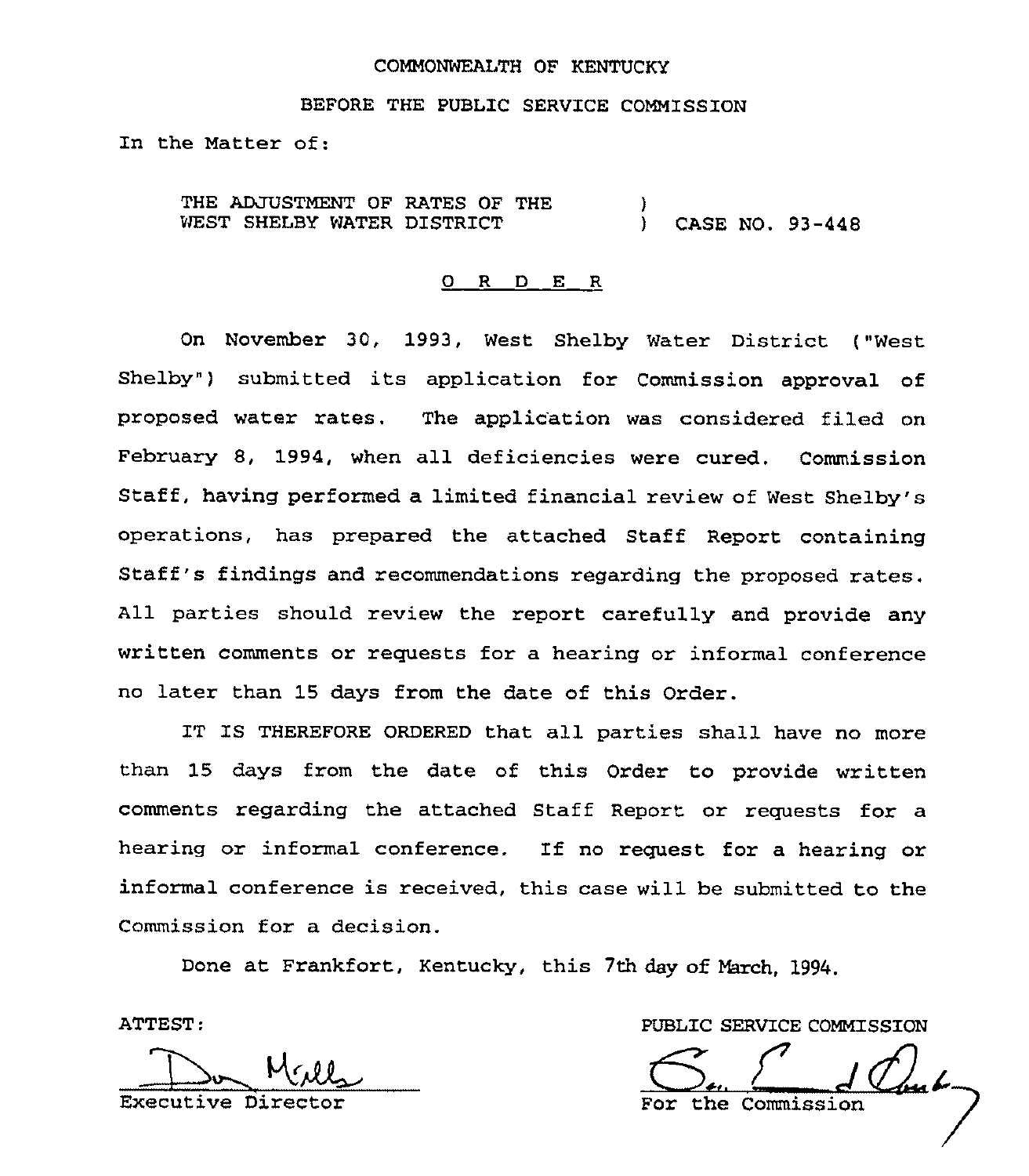COMMONWEALTH OF KENTUCKY

BEFORE THE PUBLIC SERVICE COMMISSION

In the Matter of:

THE ADJUSTMENT OF RATES OF THE WEST SHELBY WATER DISTRICT ) CASE NO. 93-448

O R D E R

On November 30, 1993, West Shelby Water District ("West Shelby") submitted its application for Commission approval of proposed water rates. The application was considered filed on February 8, 1994, when all deficiencies were cured. Commission Staff, having performed a limited financial review of West Shelby's operations, has prepared the attached Staff Report containing Staff's findings and recommendations regarding the proposed rates. All parties should review the report carefully and provide any written comments or requests for a hearing or informal conference no later than 15 days from the date of this Order.

IT IS THEREFORE ORDERED that all parties shall have no more than 15 days from the date of this Order to provide written comments regarding the attached Staff Report or requests for a hearing or informal conference. If no request for a hearing or informal conference is received, this case will be submitted to the Commission for a decision.

Done at Frankfort, Kentucky, this 7th day of March, 1994.

ATTEST:

Executive Director

PUBLIC SERVICE COMMISSION

For the Commission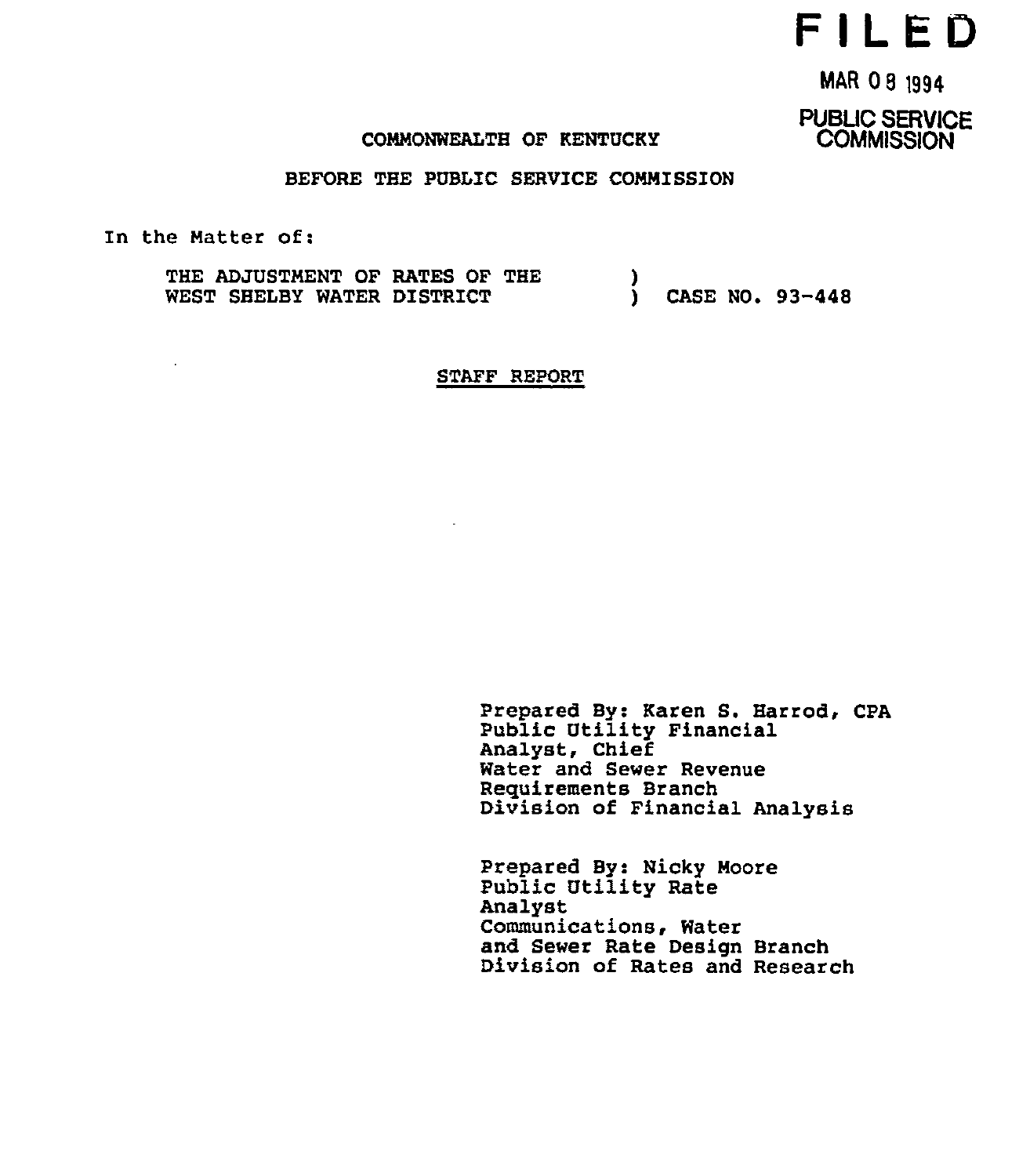**FILED**

MAR 08 1994

PUBLIC SERVICE COMMISSION

COMMONWEALTH OF KENTUCKY

BEFORE THE PUBLIC SERVICE COMMISSION

In the Matter of:

THE ADJUSTMENT OF RATES OF THE WEST SHELBY WATER DISTRICT ) CASE NO. 93-448

STAFF REPORT

Prepared By: Karen S. Harrod, CPA
Public Utility Financial Analyst, Chief
Water and Sewer Revenue Requirements Branch
Division of Financial Analysis

Prepared By: Nicky Moore
Public Utility Rate Analyst
Communications, Water and Sewer Rate Design Branch
Division of Rates and Research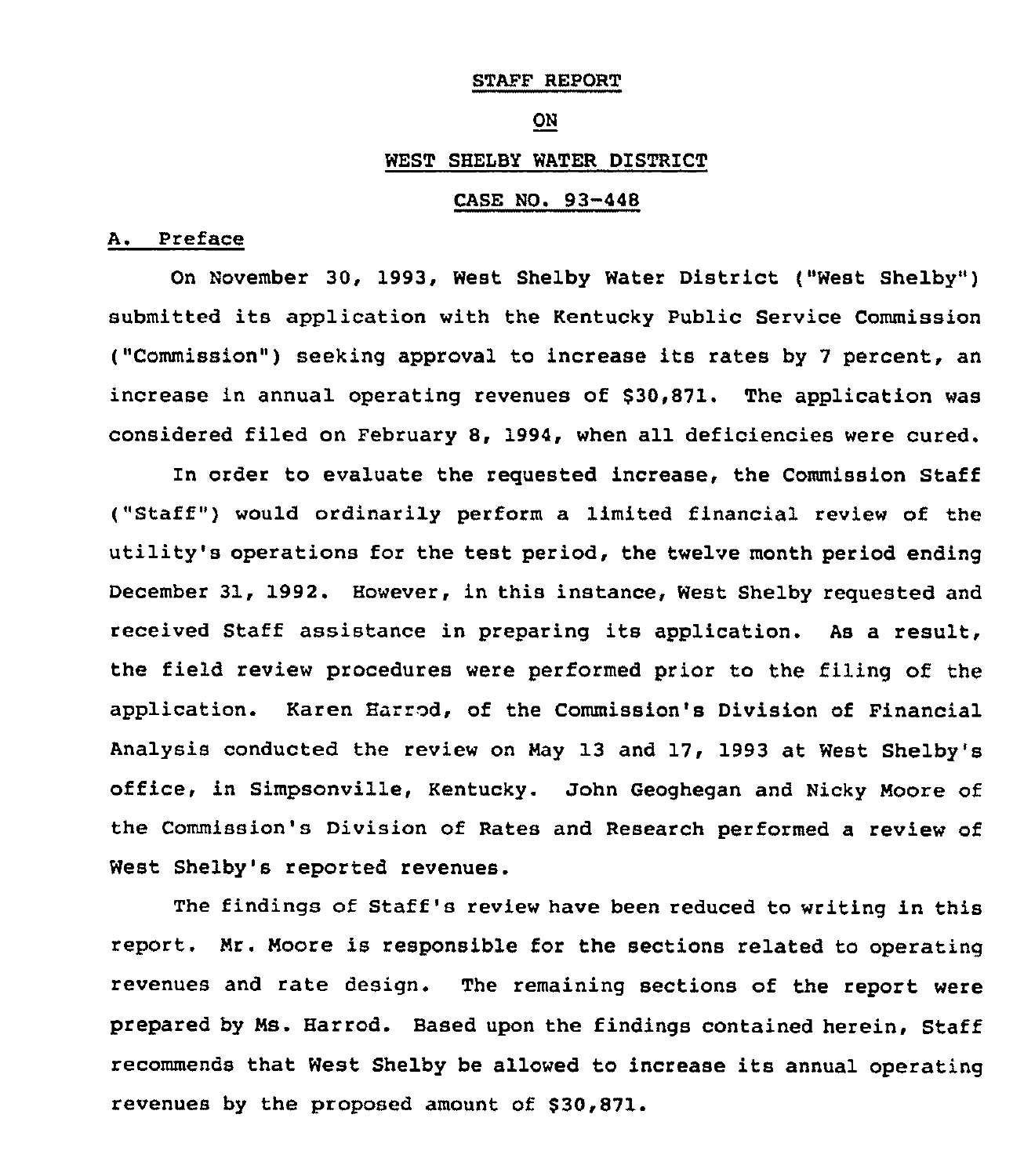STAFF REPORT

ON

WEST SHELBY WATER DISTRICT

CASE NO. 93-448

A. Preface

On November 30, 1993, West Shelby Water District ("West Shelby") submitted its application with the Kentucky Public Service Commission ("Commission") seeking approval to increase its rates by 7 percent, an increase in annual operating revenues of $30,871. The application was considered filed on February 8, 1994, when all deficiencies were cured.

In order to evaluate the requested increase, the Commission Staff ("Staff") would ordinarily perform a limited financial review of the utility's operations for the test period, the twelve month period ending December 31, 1992. However, in this instance, West Shelby requested and received Staff assistance in preparing its application. As a result, the field review procedures were performed prior to the filing of the application. Karen Harrod, of the Commission's Division of Financial Analysis conducted the review on May 13 and 17, 1993 at West Shelby's office, in Simpsonville, Kentucky. John Geoghegan and Nicky Moore of the Commission's Division of Rates and Research performed a review of West Shelby's reported revenues.

The findings of Staff's review have been reduced to writing in this report. Mr. Moore is responsible for the sections related to operating revenues and rate design. The remaining sections of the report were prepared by Ms. Harrod. Based upon the findings contained herein, Staff recommends that West Shelby be allowed to increase its annual operating revenues by the proposed amount of $30,871.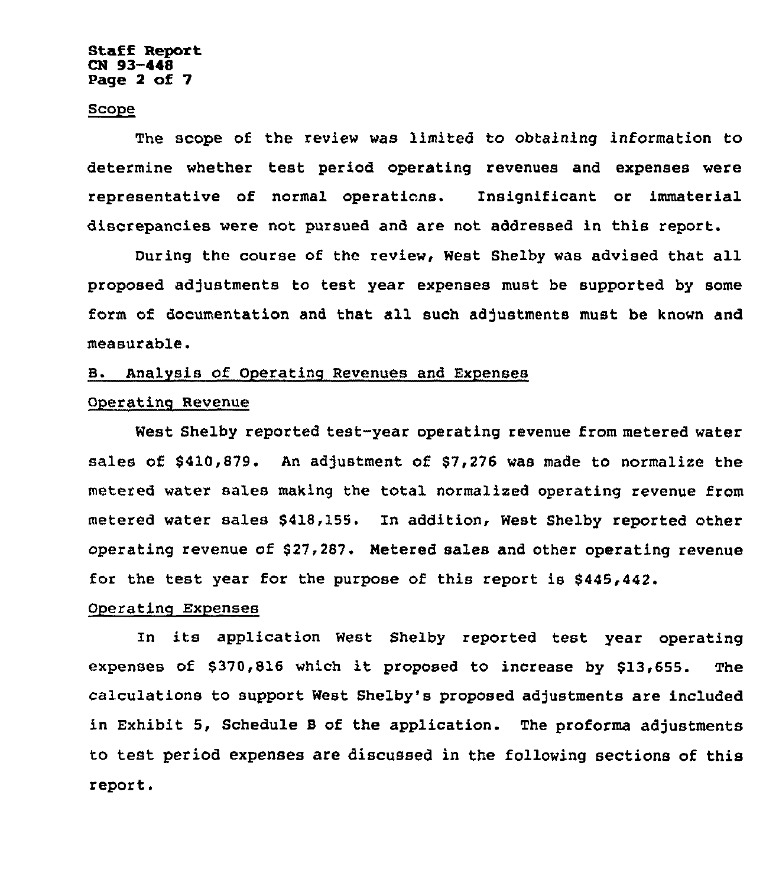Scope

The scope of the review was limited to obtaining information to determine whether test period operating revenues and expenses were representative of normal operations. Insignificant or immaterial discrepancies were not pursued and are not addressed in this report.

During the course of the review, West Shelby was advised that all proposed adjustments to test year expenses must be supported by some form of documentation and that all such adjustments must be known and measurable.

## B. Analysis of Operating Revenues and Expenses

### Operating Revenue

West Shelby reported test-year operating revenue from metered water sales of $410,879. An adjustment of $7,276 was made to normalize the metered water sales making the total normalized operating revenue from metered water sales $418,155. In addition, West Shelby reported other operating revenue of $27,287. Metered sales and other operating revenue for the test year for the purpose of this report is $445,442.

### Operating Expenses

In its application West Shelby reported test year operating expenses of $370,816 which it proposed to increase by $13,655. The calculations to support West Shelby's proposed adjustments are included in Exhibit 5, Schedule B of the application. The proforma adjustments to test period expenses are discussed in the following sections of this report.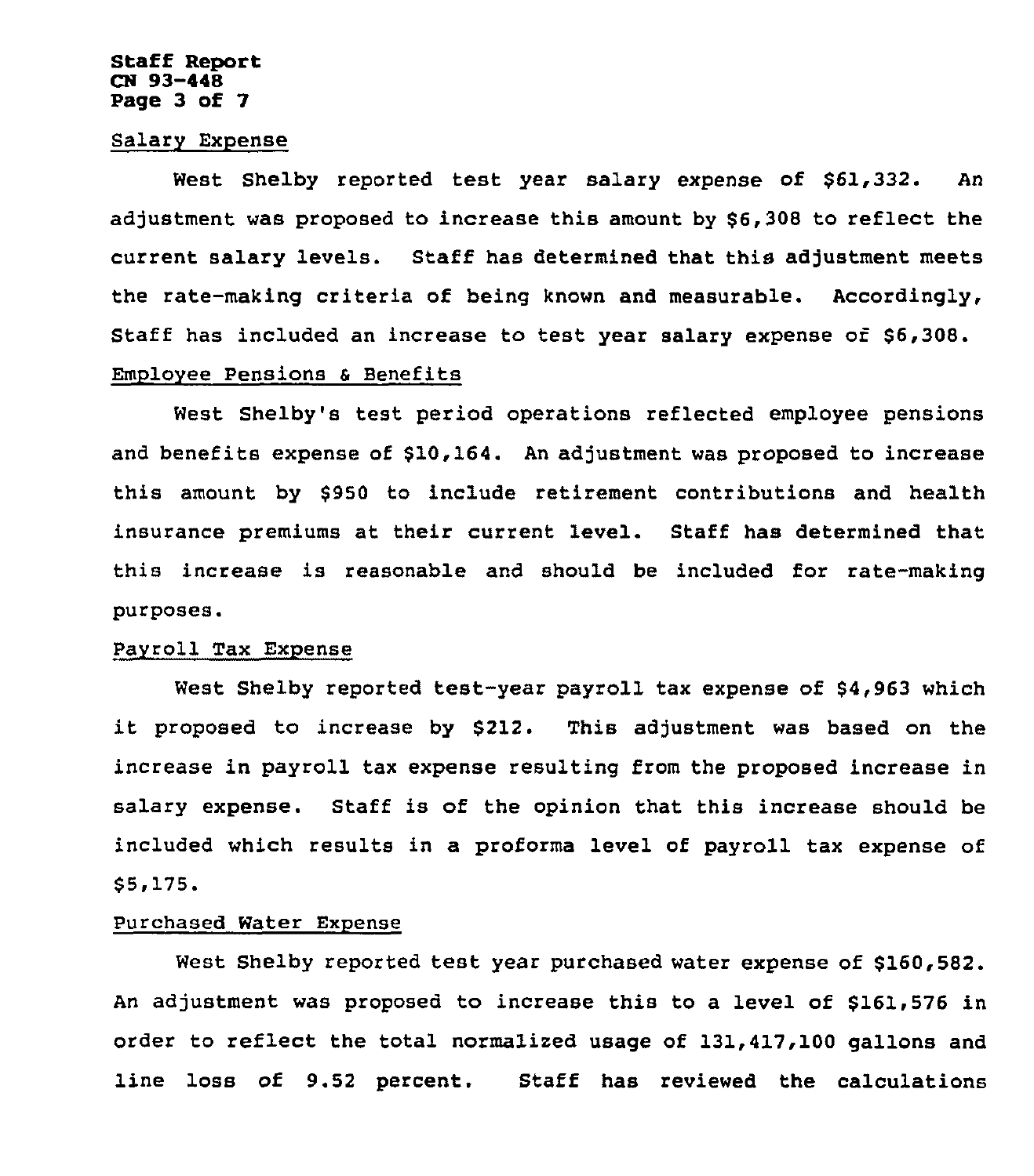Salary Expense

West Shelby reported test year salary expense of $61,332. An adjustment was proposed to increase this amount by $6,308 to reflect the current salary levels. Staff has determined that this adjustment meets the rate-making criteria of being known and measurable. Accordingly, Staff has included an increase to test year salary expense of $6,308.

Employee Pensions & Benefits

West Shelby's test period operations reflected employee pensions and benefits expense of $10,164. An adjustment was proposed to increase this amount by $950 to include retirement contributions and health insurance premiums at their current level. Staff has determined that this increase is reasonable and should be included for rate-making purposes.

Payroll Tax Expense

West Shelby reported test-year payroll tax expense of $4,963 which it proposed to increase by $212. This adjustment was based on the increase in payroll tax expense resulting from the proposed increase in salary expense. Staff is of the opinion that this increase should be included which results in a proforma level of payroll tax expense of $5,175.

Purchased Water Expense

West Shelby reported test year purchased water expense of $160,582. An adjustment was proposed to increase this to a level of $161,576 in order to reflect the total normalized usage of 131,417,100 gallons and line loss of 9.52 percent. Staff has reviewed the calculations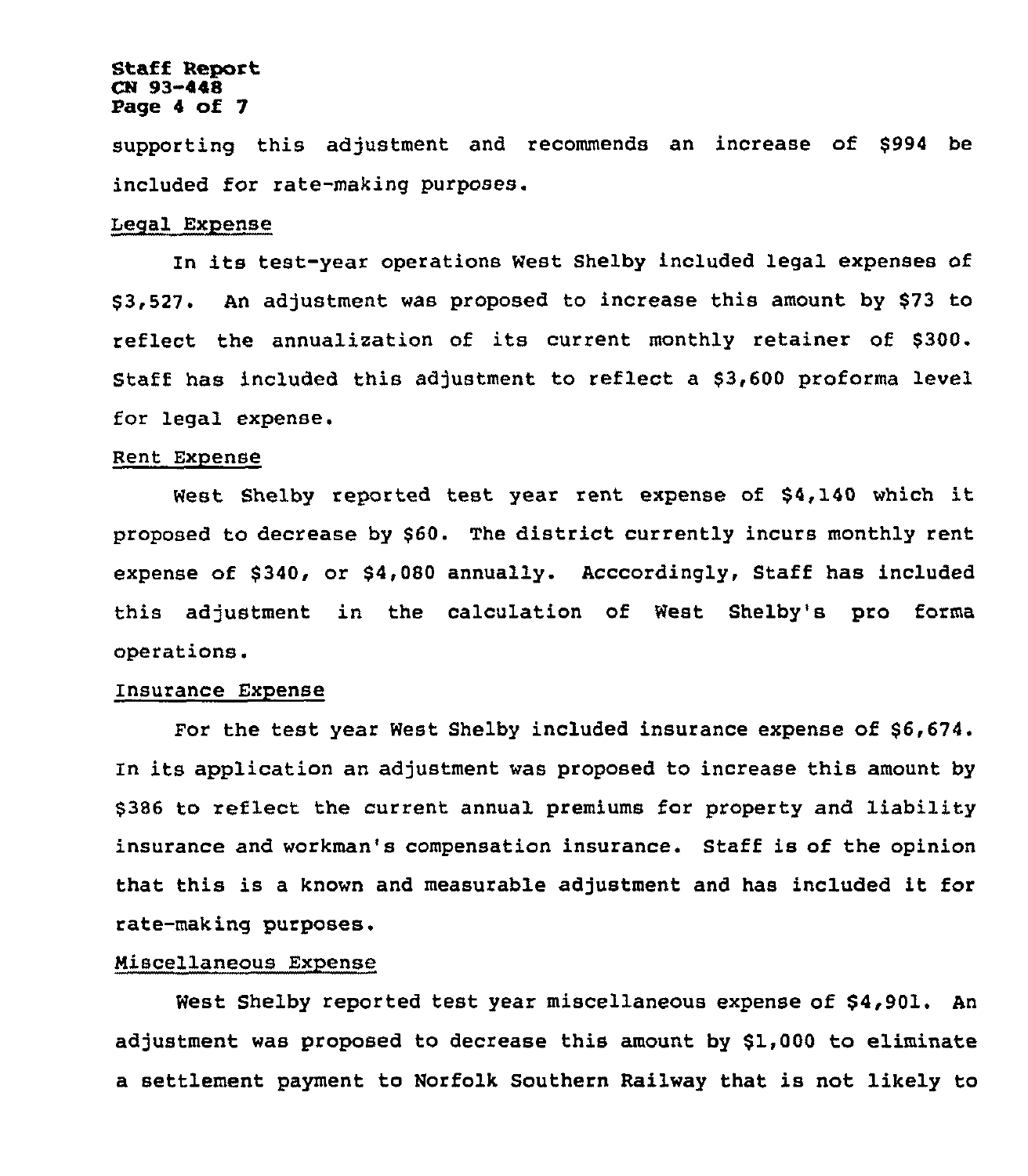supporting this adjustment and recommends an increase of $994 be included for rate-making purposes.

Legal Expense

In its test-year operations West Shelby included legal expenses of $3,527. An adjustment was proposed to increase this amount by $73 to reflect the annualization of its current monthly retainer of $300. Staff has included this adjustment to reflect a $3,600 proforma level for legal expense.

Rent Expense

West Shelby reported test year rent expense of $4,140 which it proposed to decrease by $60. The district currently incurs monthly rent expense of $340, or $4,080 annually. Acccordingly, Staff has included this adjustment in the calculation of West Shelby's pro forma operations.

Insurance Expense

For the test year West Shelby included insurance expense of $6,674. In its application an adjustment was proposed to increase this amount by $386 to reflect the current annual premiums for property and liability insurance and workman's compensation insurance. Staff is of the opinion that this is a known and measurable adjustment and has included it for rate-making purposes.

Miscellaneous Expense

West Shelby reported test year miscellaneous expense of $4,901. An adjustment was proposed to decrease this amount by $1,000 to eliminate a settlement payment to Norfolk Southern Railway that is not likely to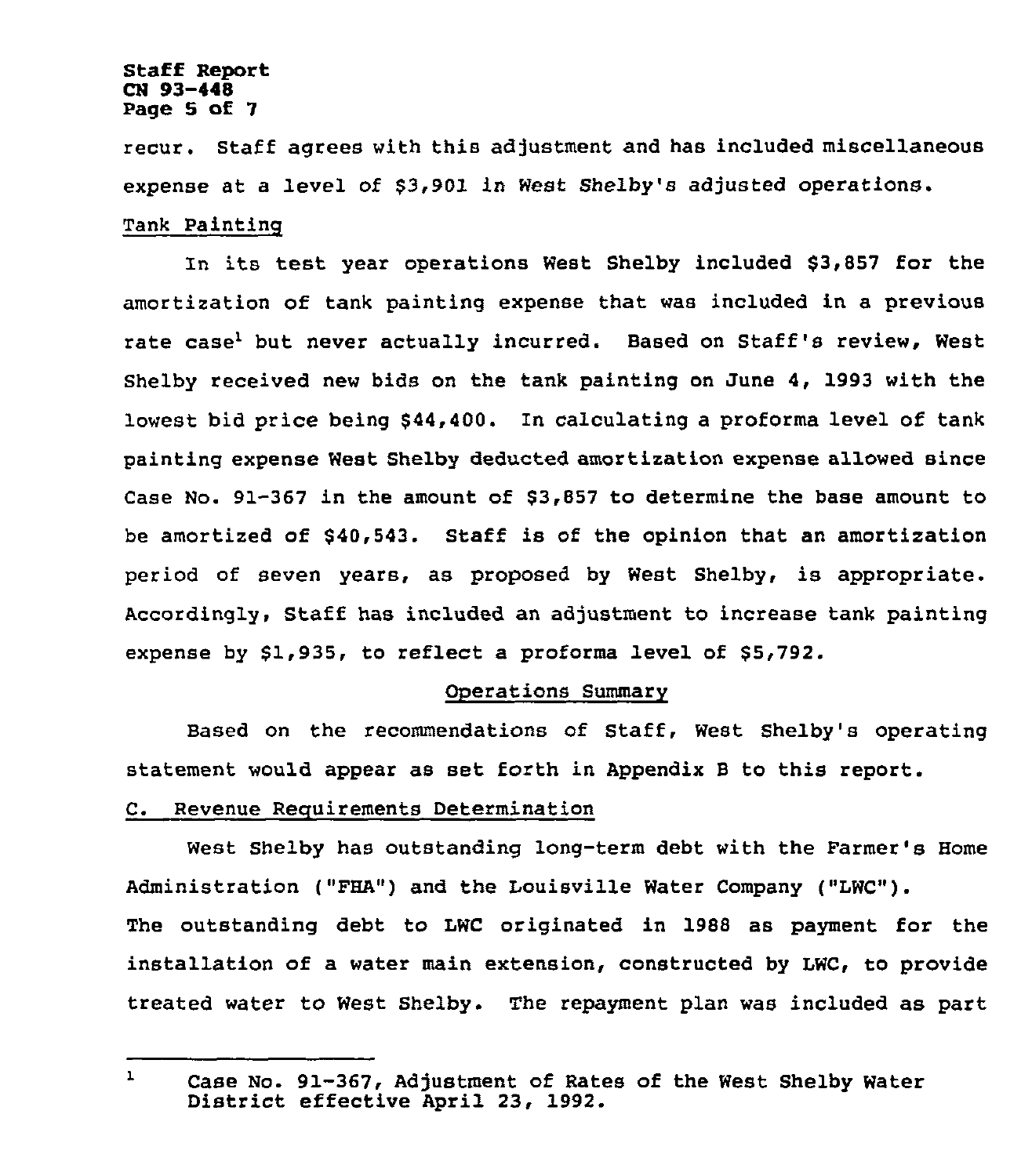recur. Staff agrees with this adjustment and has included miscellaneous expense at a level of $3,901 in West Shelby's adjusted operations.

Tank Painting

In its test year operations West Shelby included $3,857 for the amortization of tank painting expense that was included in a previous rate case[1] but never actually incurred. Based on Staff's review, West Shelby received new bids on the tank painting on June 4, 1993 with the lowest bid price being $44,400. In calculating a proforma level of tank painting expense West Shelby deducted amortization expense allowed since Case No. 91-367 in the amount of $3,857 to determine the base amount to be amortized of $40,543. Staff is of the opinion that an amortization period of seven years, as proposed by West Shelby, is appropriate. Accordingly, Staff has included an adjustment to increase tank painting expense by $1,935, to reflect a proforma level of $5,792.

Operations Summary

Based on the recommendations of Staff, West Shelby's operating statement would appear as set forth in Appendix B to this report.

C. Revenue Requirements Determination

West Shelby has outstanding long-term debt with the Farmer's Home Administration ("FHA") and the Louisville Water Company ("LWC"). The outstanding debt to LWC originated in 1988 as payment for the installation of a water main extension, constructed by LWC, to provide treated water to West Shelby. The repayment plan was included as part

[1] Case No. 91-367, Adjustment of Rates of the West Shelby Water District effective April 23, 1992.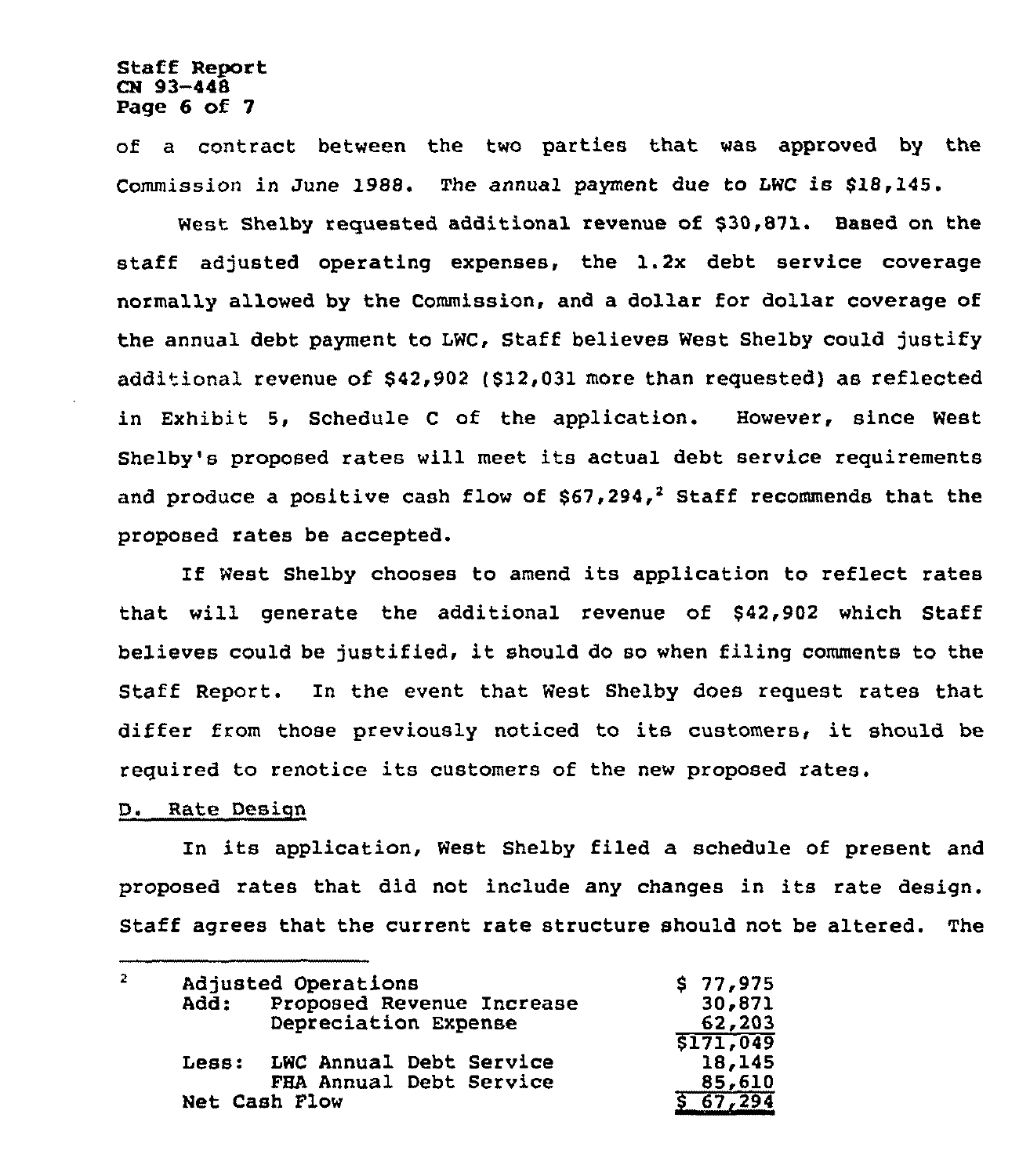of a contract between the two parties that was approved by the Commission in June 1988. The annual payment due to LWC is $18,145.

West Shelby requested additional revenue of $30,871. Based on the staff adjusted operating expenses, the 1.2x debt service coverage normally allowed by the Commission, and a dollar for dollar coverage of the annual debt payment to LWC, Staff believes West Shelby could justify additional revenue of $42,902 ($12,031 more than requested) as reflected in Exhibit 5, Schedule C of the application. However, since West Shelby's proposed rates will meet its actual debt service requirements and produce a positive cash flow of $67,294,[2] Staff recommends that the proposed rates be accepted.

If West Shelby chooses to amend its application to reflect rates that will generate the additional revenue of $42,902 which Staff believes could be justified, it should do so when filing comments to the Staff Report. In the event that West Shelby does request rates that differ from those previously noticed to its customers, it should be required to renotice its customers of the new proposed rates.

## D. Rate Design

In its application, West Shelby filed a schedule of present and proposed rates that did not include any changes in its rate design. Staff agrees that the current rate structure should not be altered. The

---

[2]

| | | |
|---|---|---|
| Adjusted Operations | | $ 77,975 |
| Add: | Proposed Revenue Increase | 30,871 |
| | Depreciation Expense | 62,203 |
| | | $171,049 |
| Less: | LWC Annual Debt Service | 18,145 |
| | FHA Annual Debt Service | 85,610 |
| Net Cash Flow | | $ 67,294 |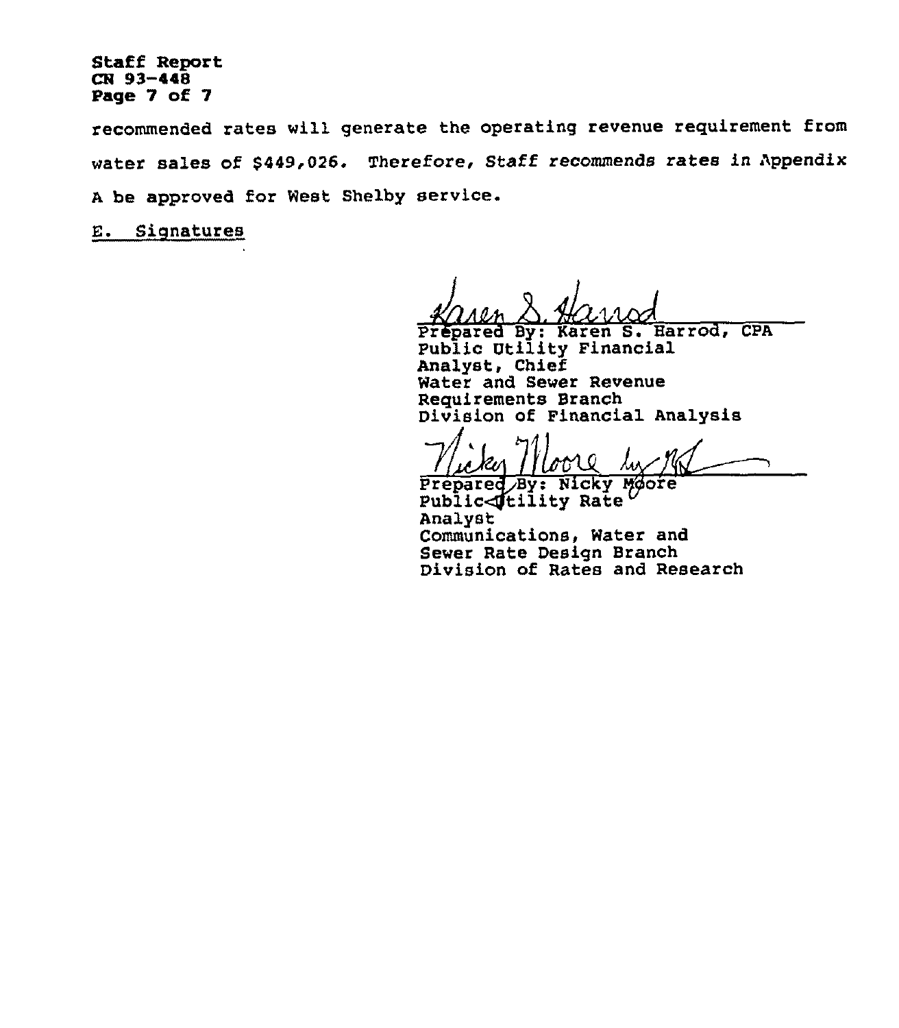recommended rates will generate the operating revenue requirement from water sales of $449,026. Therefore, Staff recommends rates in Appendix A be approved for West Shelby service.

E. Signatures

Karen S. Harrod

Prepared By: Karen S. Harrod, CPA
Public Utility Financial Analyst, Chief
Water and Sewer Revenue Requirements Branch
Division of Financial Analysis

Nicky Moore by KH

Prepared By: Nicky Moore
Public Utility Rate Analyst
Communications, Water and Sewer Rate Design Branch
Division of Rates and Research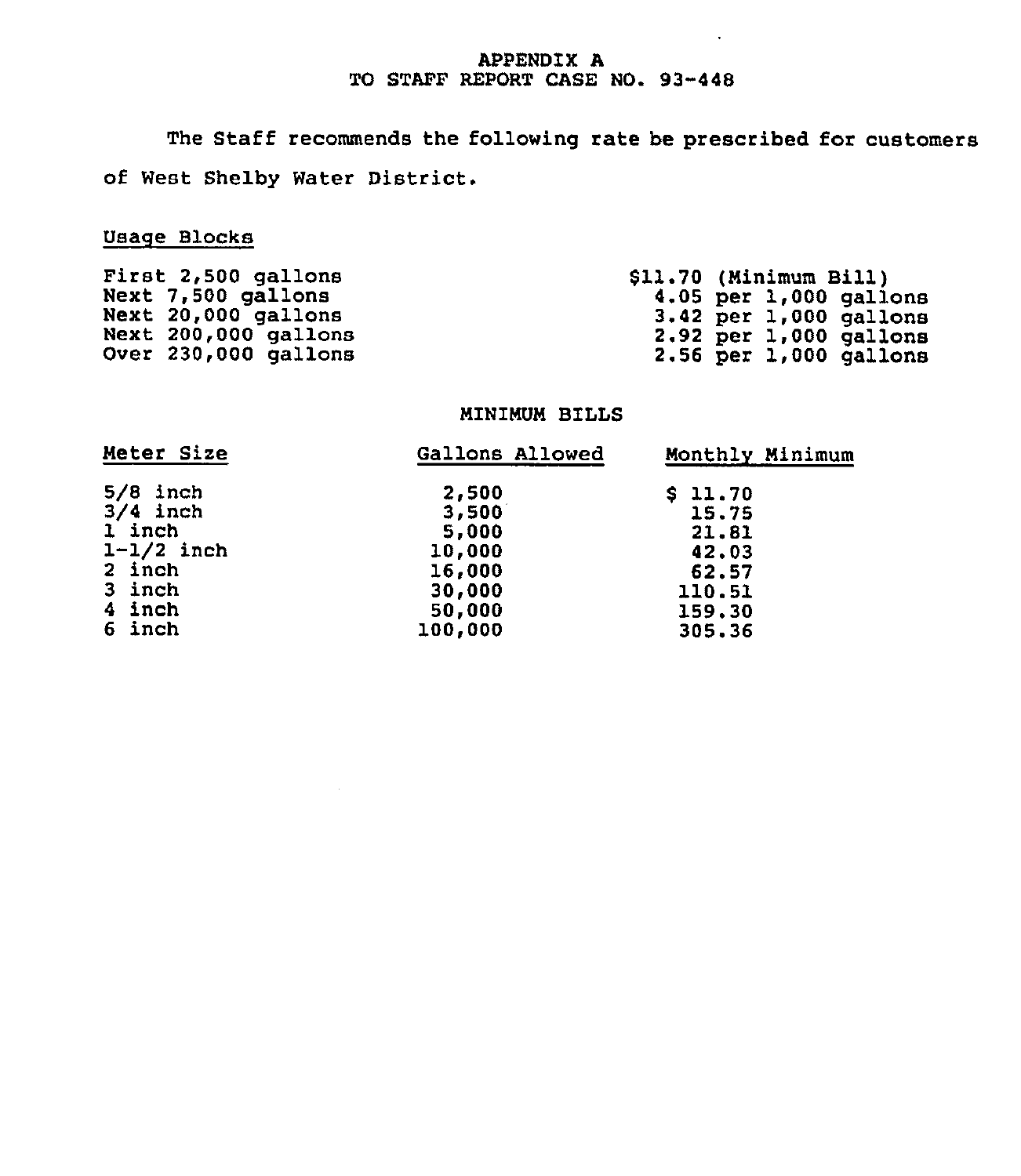# APPENDIX A
## TO STAFF REPORT CASE NO. 93-448

The Staff recommends the following rate be prescribed for customers of West Shelby Water District.

<u>Usage Blocks</u>

| | |
|---|---|
| First 2,500 gallons | $11.70 (Minimum Bill) |
| Next 7,500 gallons | 4.05 per 1,000 gallons |
| Next 20,000 gallons | 3.42 per 1,000 gallons |
| Next 200,000 gallons | 2.92 per 1,000 gallons |
| Over 230,000 gallons | 2.56 per 1,000 gallons |

### MINIMUM BILLS

| Meter Size | Gallons Allowed | Monthly Minimum |
|---|---|---|
| 5/8 inch | 2,500 | $ 11.70 |
| 3/4 inch | 3,500 | 15.75 |
| 1 inch | 5,000 | 21.81 |
| 1-1/2 inch | 10,000 | 42.03 |
| 2 inch | 16,000 | 62.57 |
| 3 inch | 30,000 | 110.51 |
| 4 inch | 50,000 | 159.30 |
| 6 inch | 100,000 | 305.36 |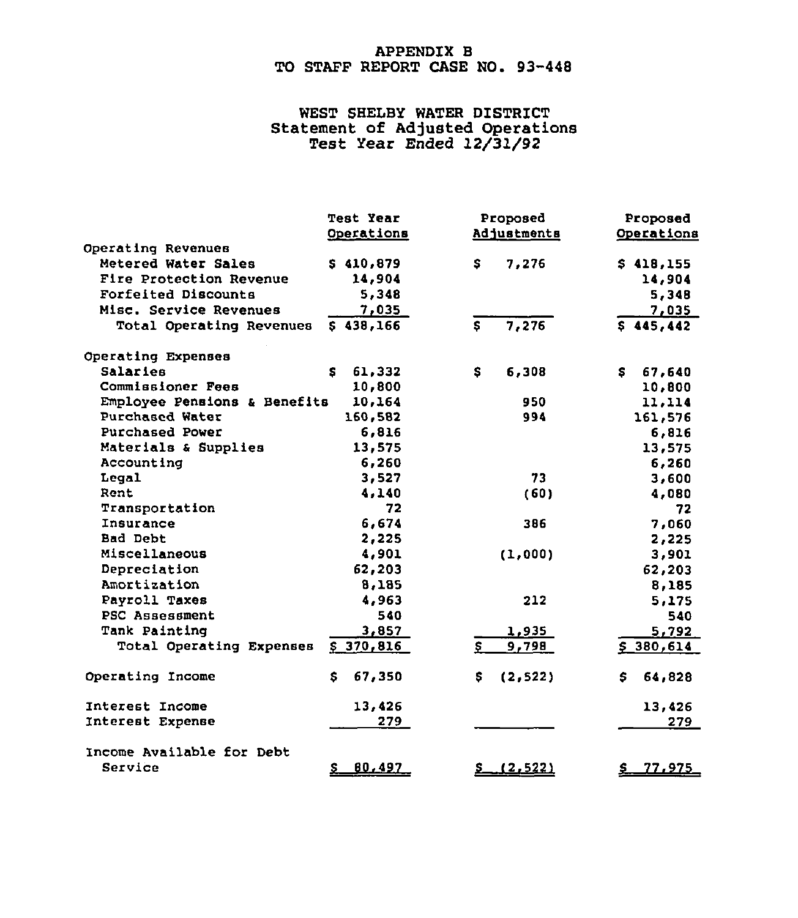# APPENDIX B
# TO STAFF REPORT CASE NO. 93-448

## WEST SHELBY WATER DISTRICT
## Statement of Adjusted Operations
## Test Year Ended 12/31/92

| | Test Year Operations | Proposed Adjustments | Proposed Operations |
|---|---|---|---|
| **Operating Revenues** | | | |
| Metered Water Sales | $ 410,879 | $ 7,276 | $ 418,155 |
| Fire Protection Revenue | 14,904 | | 14,904 |
| Forfeited Discounts | 5,348 | | 5,348 |
| Misc. Service Revenues | 7,035 | | 7,035 |
| Total Operating Revenues | $ 438,166 | $ 7,276 | $ 445,442 |
| **Operating Expenses** | | | |
| Salaries | $ 61,332 | $ 6,308 | $ 67,640 |
| Commissioner Fees | 10,800 | | 10,800 |
| Employee Pensions & Benefits | 10,164 | 950 | 11,114 |
| Purchased Water | 160,582 | 994 | 161,576 |
| Purchased Power | 6,816 | | 6,816 |
| Materials & Supplies | 13,575 | | 13,575 |
| Accounting | 6,260 | | 6,260 |
| Legal | 3,527 | 73 | 3,600 |
| Rent | 4,140 | (60) | 4,080 |
| Transportation | 72 | | 72 |
| Insurance | 6,674 | 386 | 7,060 |
| Bad Debt | 2,225 | | 2,225 |
| Miscellaneous | 4,901 | (1,000) | 3,901 |
| Depreciation | 62,203 | | 62,203 |
| Amortization | 8,185 | | 8,185 |
| Payroll Taxes | 4,963 | 212 | 5,175 |
| PSC Assessment | 540 | | 540 |
| Tank Painting | 3,857 | 1,935 | 5,792 |
| Total Operating Expenses | $ 370,816 | $ 9,798 | $ 380,614 |
| Operating Income | $ 67,350 | $ (2,522) | $ 64,828 |
| Interest Income | 13,426 | | 13,426 |
| Interest Expense | 279 | | 279 |
| Income Available for Debt Service | $ 80,497 | $ (2,522) | $ 77,975 |